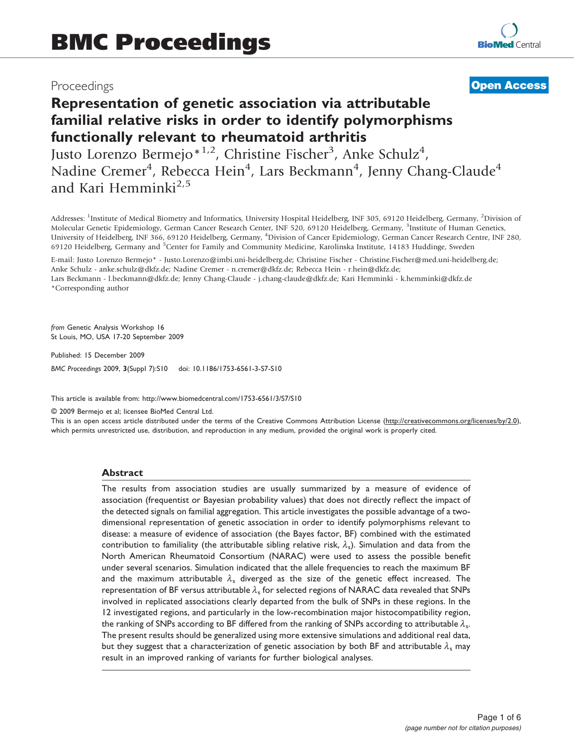# BMC Proceedings

Proceedings

**Open Access**

# Representation of genetic association via attributable familial relative risks in order to identify polymorphisms functionally relevant to rheumatoid arthritis

Justo Lorenzo Bermejo*[1,2], Christine Fischer[3], Anke Schulz[4], Nadine Cremer[4], Rebecca Hein[4], Lars Beckmann[4], Jenny Chang-Claude[4] and Kari Hemminki[2,5]

Addresses: [1]Institute of Medical Biometry and Informatics, University Hospital Heidelberg, INF 305, 69120 Heidelberg, Germany, [2]Division of Molecular Genetic Epidemiology, German Cancer Research Center, INF 520, 69120 Heidelberg, Germany, [3]Institute of Human Genetics, University of Heidelberg, INF 366, 69120 Heidelberg, Germany, [4]Division of Cancer Epidemiology, German Cancer Research Centre, INF 280, 69120 Heidelberg, Germany and [5]Center for Family and Community Medicine, Karolinska Institute, 14183 Huddinge, Sweden

E-mail: Justo Lorenzo Bermejo* - Justo.Lorenzo@imbi.uni-heidelberg.de; Christine Fischer - Christine.Fischer@med.uni-heidelberg.de; Anke Schulz - anke.schulz@dkfz.de; Nadine Cremer - n.cremer@dkfz.de; Rebecca Hein - r.hein@dkfz.de; Lars Beckmann - l.beckmann@dkfz.de; Jenny Chang-Claude - j.chang-claude@dkfz.de; Kari Hemminki - k.hemminki@dkfz.de
*Corresponding author

*from* Genetic Analysis Workshop 16
St Louis, MO, USA 17-20 September 2009

Published: 15 December 2009

*BMC Proceedings* 2009, **3**(Suppl 7):S10 doi: 10.1186/1753-6561-3-S7-S10

This article is available from: http://www.biomedcentral.com/1753-6561/3/S7/S10

© 2009 Bermejo et al; licensee BioMed Central Ltd.
This is an open access article distributed under the terms of the Creative Commons Attribution License (http://creativecommons.org/licenses/by/2.0), which permits unrestricted use, distribution, and reproduction in any medium, provided the original work is properly cited.

## Abstract

The results from association studies are usually summarized by a measure of evidence of association (frequentist or Bayesian probability values) that does not directly reflect the impact of the detected signals on familial aggregation. This article investigates the possible advantage of a two-dimensional representation of genetic association in order to identify polymorphisms relevant to disease: a measure of evidence of association (the Bayes factor, BF) combined with the estimated contribution to familiality (the attributable sibling relative risk, $\lambda_s$). Simulation and data from the North American Rheumatoid Consortium (NARAC) were used to assess the possible benefit under several scenarios. Simulation indicated that the allele frequencies to reach the maximum BF and the maximum attributable $\lambda_s$ diverged as the size of the genetic effect increased. The representation of BF versus attributable $\lambda_s$ for selected regions of NARAC data revealed that SNPs involved in replicated associations clearly departed from the bulk of SNPs in these regions. In the 12 investigated regions, and particularly in the low-recombination major histocompatibility region, the ranking of SNPs according to BF differed from the ranking of SNPs according to attributable $\lambda_s$. The present results should be generalized using more extensive simulations and additional real data, but they suggest that a characterization of genetic association by both BF and attributable $\lambda_s$ may result in an improved ranking of variants for further biological analyses.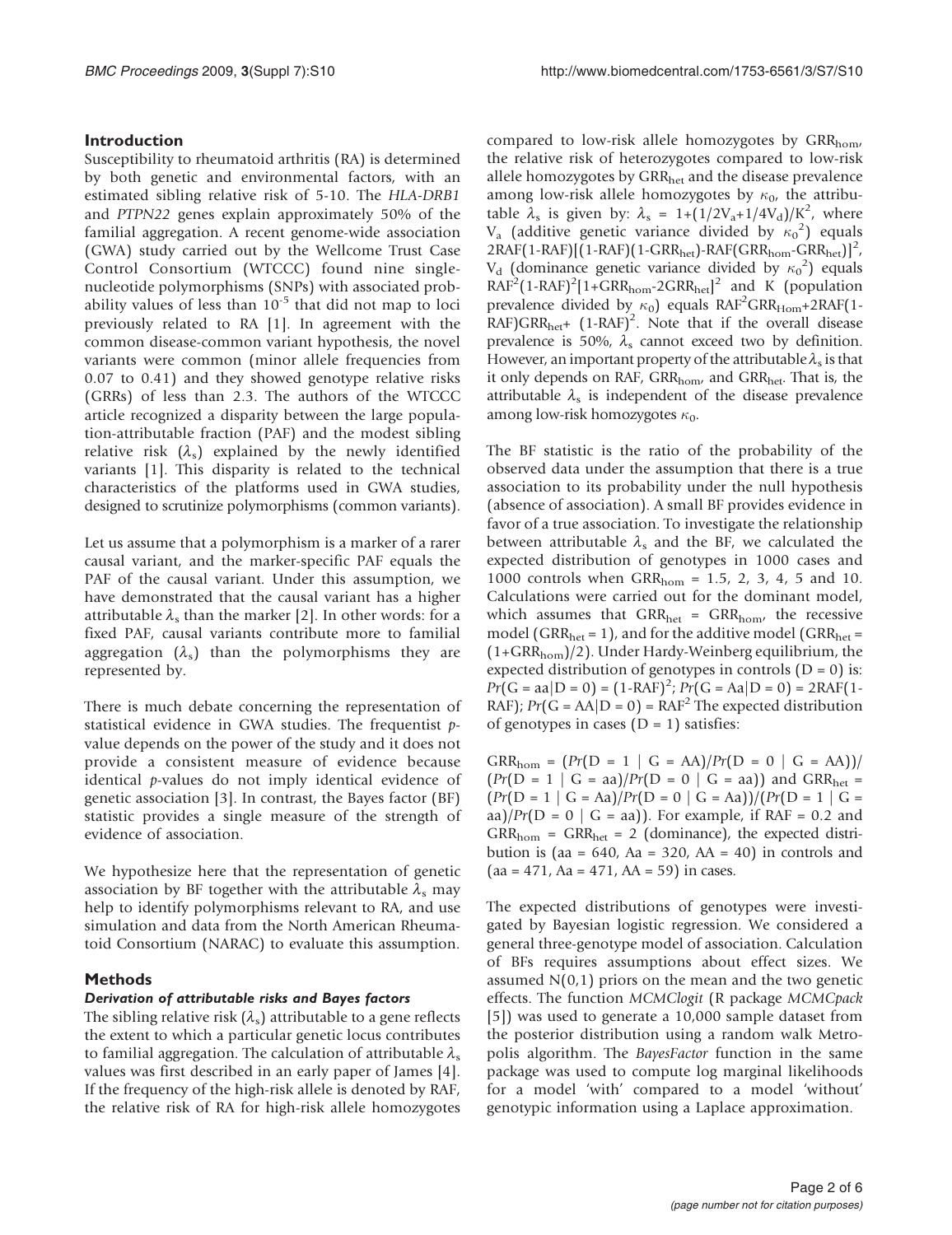## Introduction

Susceptibility to rheumatoid arthritis (RA) is determined by both genetic and environmental factors, with an estimated sibling relative risk of 5-10. The *HLA-DRB1* and *PTPN22* genes explain approximately 50% of the familial aggregation. A recent genome-wide association (GWA) study carried out by the Wellcome Trust Case Control Consortium (WTCCC) found nine single-nucleotide polymorphisms (SNPs) with associated probability values of less than $10^{-5}$ that did not map to loci previously related to RA [1]. In agreement with the common disease-common variant hypothesis, the novel variants were common (minor allele frequencies from 0.07 to 0.41) and they showed genotype relative risks (GRRs) of less than 2.3. The authors of the WTCCC article recognized a disparity between the large population-attributable fraction (PAF) and the modest sibling relative risk ($\lambda_s$) explained by the newly identified variants [1]. This disparity is related to the technical characteristics of the platforms used in GWA studies, designed to scrutinize polymorphisms (common variants).

Let us assume that a polymorphism is a marker of a rarer causal variant, and the marker-specific PAF equals the PAF of the causal variant. Under this assumption, we have demonstrated that the causal variant has a higher attributable $\lambda_s$ than the marker [2]. In other words: for a fixed PAF, causal variants contribute more to familial aggregation ($\lambda_s$) than the polymorphisms they are represented by.

There is much debate concerning the representation of statistical evidence in GWA studies. The frequentist *p*-value depends on the power of the study and it does not provide a consistent measure of evidence because identical *p*-values do not imply identical evidence of genetic association [3]. In contrast, the Bayes factor (BF) statistic provides a single measure of the strength of evidence of association.

We hypothesize here that the representation of genetic association by BF together with the attributable $\lambda_s$ may help to identify polymorphisms relevant to RA, and use simulation and data from the North American Rheumatoid Consortium (NARAC) to evaluate this assumption.

## Methods

### *Derivation of attributable risks and Bayes factors*

The sibling relative risk ($\lambda_s$) attributable to a gene reflects the extent to which a particular genetic locus contributes to familial aggregation. The calculation of attributable $\lambda_s$ values was first described in an early paper of James [4]. If the frequency of the high-risk allele is denoted by RAF, the relative risk of RA for high-risk allele homozygotes compared to low-risk allele homozygotes by $GRR_{hom}$, the relative risk of heterozygotes compared to low-risk allele homozygotes by $GRR_{het}$ and the disease prevalence among low-risk allele homozygotes by $\kappa_0$, the attributable $\lambda_s$ is given by: $\lambda_s = 1+(1/2V_a+1/4V_d)/K^2$, where $V_a$ (additive genetic variance divided by $\kappa_0^2$) equals $2RAF(1-RAF)[(1-RAF)(1-GRR_{het})-RAF(GRR_{hom}-GRR_{het})]^2$, $V_d$ (dominance genetic variance divided by $\kappa_0^2$) equals $RAF^2(1-RAF)^2[1+GRR_{hom}-2GRR_{het}]^2$ and K (population prevalence divided by $\kappa_0$) equals $RAF^2GRR_{Hom}+2RAF(1-RAF)GRR_{het}+(1-RAF)^2$. Note that if the overall disease prevalence is 50%, $\lambda_s$ cannot exceed two by definition. However, an important property of the attributable $\lambda_s$ is that it only depends on RAF, $GRR_{hom}$, and $GRR_{het}$. That is, the attributable $\lambda_s$ is independent of the disease prevalence among low-risk homozygotes $\kappa_0$.

The BF statistic is the ratio of the probability of the observed data under the assumption that there is a true association to its probability under the null hypothesis (absence of association). A small BF provides evidence in favor of a true association. To investigate the relationship between attributable $\lambda_s$ and the BF, we calculated the expected distribution of genotypes in 1000 cases and 1000 controls when $GRR_{hom}$ = 1.5, 2, 3, 4, 5 and 10. Calculations were carried out for the dominant model, which assumes that $GRR_{het} = GRR_{hom}$, the recessive model ($GRR_{het} = 1$), and for the additive model ($GRR_{het} = (1+GRR_{hom})/2$). Under Hardy-Weinberg equilibrium, the expected distribution of genotypes in controls (D = 0) is: $Pr(G = aa|D = 0) = (1-RAF)^2$; $Pr(G = Aa|D = 0) = 2RAF(1-RAF)$; $Pr(G = AA|D = 0) = RAF^2$ The expected distribution of genotypes in cases (D = 1) satisfies:

$GRR_{hom} = (Pr(D = 1 \mid G = AA)/Pr(D = 0 \mid G = AA))/(Pr(D = 1 \mid G = aa)/Pr(D = 0 \mid G = aa))$ and $GRR_{het} = (Pr(D = 1 \mid G = Aa)/Pr(D = 0 \mid G = Aa))/(Pr(D = 1 \mid G = aa)/Pr(D = 0 \mid G = aa))$. For example, if RAF = 0.2 and $GRR_{hom} = GRR_{het} = 2$ (dominance), the expected distribution is (aa = 640, Aa = 320, AA = 40) in controls and (aa = 471, Aa = 471, AA = 59) in cases.

The expected distributions of genotypes were investigated by Bayesian logistic regression. We considered a general three-genotype model of association. Calculation of BFs requires assumptions about effect sizes. We assumed N(0,1) priors on the mean and the two genetic effects. The function *MCMClogit* (R package *MCMCpack* [5]) was used to generate a 10,000 sample dataset from the posterior distribution using a random walk Metropolis algorithm. The *BayesFactor* function in the same package was used to compute log marginal likelihoods for a model 'with' compared to a model 'without' genotypic information using a Laplace approximation.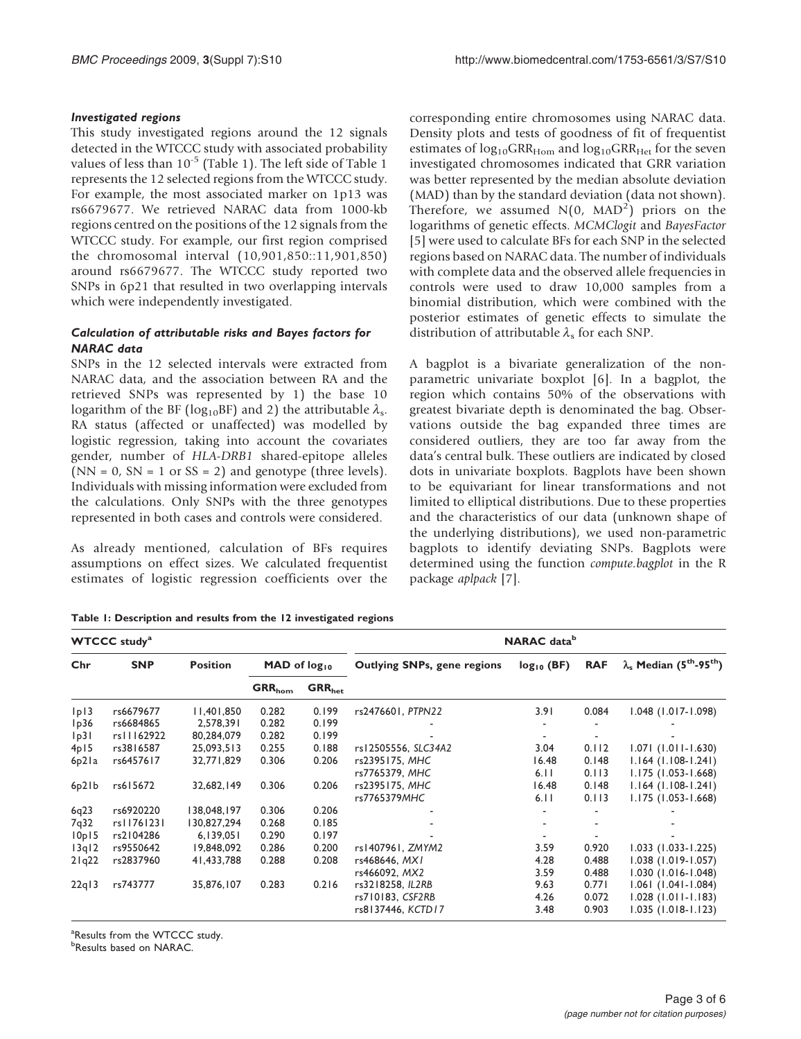### *Investigated regions*

This study investigated regions around the 12 signals detected in the WTCCC study with associated probability values of less than $10^{-5}$ (Table 1). The left side of Table 1 represents the 12 selected regions from the WTCCC study. For example, the most associated marker on 1p13 was rs6679677. We retrieved NARAC data from 1000-kb regions centred on the positions of the 12 signals from the WTCCC study. For example, our first region comprised the chromosomal interval (10,901,850::11,901,850) around rs6679677. The WTCCC study reported two SNPs in 6p21 that resulted in two overlapping intervals which were independently investigated.

### *Calculation of attributable risks and Bayes factors for NARAC data*

SNPs in the 12 selected intervals were extracted from NARAC data, and the association between RA and the retrieved SNPs was represented by 1) the base 10 logarithm of the BF ($\log_{10}$BF) and 2) the attributable $\lambda_s$. RA status (affected or unaffected) was modelled by logistic regression, taking into account the covariates gender, number of *HLA-DRB1* shared-epitope alleles (NN = 0, SN = 1 or SS = 2) and genotype (three levels). Individuals with missing information were excluded from the calculations. Only SNPs with the three genotypes represented in both cases and controls were considered.

As already mentioned, calculation of BFs requires assumptions on effect sizes. We calculated frequentist estimates of logistic regression coefficients over the corresponding entire chromosomes using NARAC data. Density plots and tests of goodness of fit of frequentist estimates of $\log_{10}\text{GRR}_{\text{Hom}}$ and $\log_{10}\text{GRR}_{\text{Het}}$ for the seven investigated chromosomes indicated that GRR variation was better represented by the median absolute deviation (MAD) than by the standard deviation (data not shown). Therefore, we assumed $N(0, \text{MAD}^2)$ priors on the logarithms of genetic effects. *MCMClogit* and *BayesFactor* [5] were used to calculate BFs for each SNP in the selected regions based on NARAC data. The number of individuals with complete data and the observed allele frequencies in controls were used to draw 10,000 samples from a binomial distribution, which were combined with the posterior estimates of genetic effects to simulate the distribution of attributable $\lambda_s$ for each SNP.

A bagplot is a bivariate generalization of the non-parametric univariate boxplot [6]. In a bagplot, the region which contains 50% of the observations with greatest bivariate depth is denominated the bag. Observations outside the bag expanded three times are considered outliers, they are too far away from the data's central bulk. These outliers are indicated by closed dots in univariate boxplots. Bagplots have been shown to be equivariant for linear transformations and not limited to elliptical distributions. Due to these properties and the characteristics of our data (unknown shape of the underlying distributions), we used non-parametric bagplots to identify deviating SNPs. Bagplots were determined using the function *compute.bagplot* in the R package *aplpack* [7].

**Table 1: Description and results from the 12 investigated regions**

| WTCCC study[a] | | | | | NARAC data[b] | | | |
|---|---|---|---|---|---|---|---|---|
| Chr | SNP | Position | MAD of $\log_{10}$ | | Outlying SNPs, gene regions | $\log_{10}$ (BF) | RAF | $\lambda_s$ Median (5[th]-95[th]) |
| | | | $\text{GRR}_{\text{hom}}$ | $\text{GRR}_{\text{het}}$ | | | | |
| 1p13 | rs6679677 | 11,401,850 | 0.282 | 0.199 | rs2476601, *PTPN22* | 3.91 | 0.084 | 1.048 (1.017-1.098) |
| 1p36 | rs6684865 | 2,578,391 | 0.282 | 0.199 | - | - | - | - |
| 1p31 | rs11162922 | 80,284,079 | 0.282 | 0.199 | - | - | - | - |
| 4p15 | rs3816587 | 25,093,513 | 0.255 | 0.188 | rs12505556, *SLC34A2* | 3.04 | 0.112 | 1.071 (1.011-1.630) |
| 6p21a | rs6457617 | 32,771,829 | 0.306 | 0.206 | rs2395175, *MHC* | 16.48 | 0.148 | 1.164 (1.108-1.241) |
| | | | | | rs7765379, *MHC* | 6.11 | 0.113 | 1.175 (1.053-1.668) |
| 6p21b | rs615672 | 32,682,149 | 0.306 | 0.206 | rs2395175, *MHC* | 16.48 | 0.148 | 1.164 (1.108-1.241) |
| | | | | | rs7765379*MHC* | 6.11 | 0.113 | 1.175 (1.053-1.668) |
| 6q23 | rs6920220 | 138,048,197 | 0.306 | 0.206 | - | - | - | - |
| 7q32 | rs11761231 | 130,827,294 | 0.268 | 0.185 | - | - | - | - |
| 10p15 | rs2104286 | 6,139,051 | 0.290 | 0.197 | - | - | - | - |
| 13q12 | rs9550642 | 19,848,092 | 0.286 | 0.200 | rs1407961, *ZMYM2* | 3.59 | 0.920 | 1.033 (1.033-1.225) |
| 21q22 | rs2837960 | 41,433,788 | 0.288 | 0.208 | rs468646, *MX1* | 4.28 | 0.488 | 1.038 (1.019-1.057) |
| | | | | | rs466092, *MX2* | 3.59 | 0.488 | 1.030 (1.016-1.048) |
| 22q13 | rs743777 | 35,876,107 | 0.283 | 0.216 | rs3218258, *IL2RB* | 9.63 | 0.771 | 1.061 (1.041-1.084) |
| | | | | | rs710183, *CSF2RB* | 4.26 | 0.072 | 1.028 (1.011-1.183) |
| | | | | | rs8137446, *KCTD17* | 3.48 | 0.903 | 1.035 (1.018-1.123) |

[a]Results from the WTCCC study.
[b]Results based on NARAC.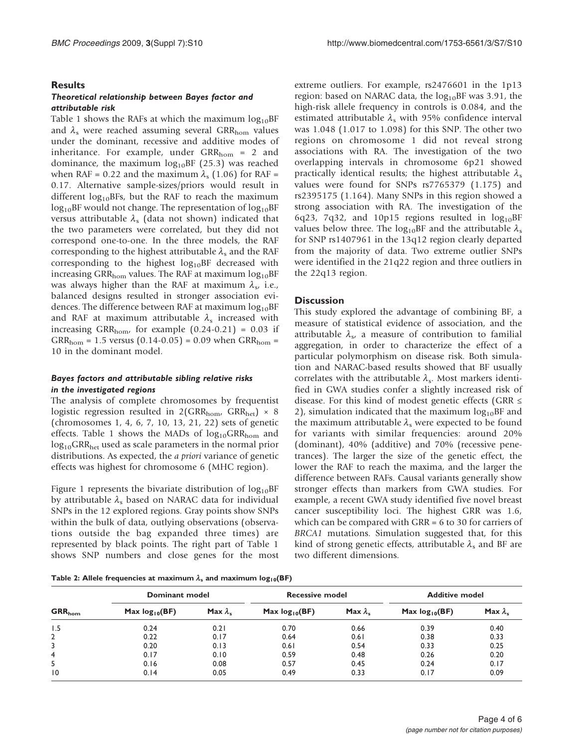## Results

### *Theoretical relationship between Bayes factor and attributable risk*

Table 1 shows the RAFs at which the maximum $\log_{10}$BF and $\lambda_s$ were reached assuming several $GRR_{hom}$ values under the dominant, recessive and additive modes of inheritance. For example, under $GRR_{hom}$ = 2 and dominance, the maximum $\log_{10}$BF (25.3) was reached when RAF = 0.22 and the maximum $\lambda_s$ (1.06) for RAF = 0.17. Alternative sample-sizes/priors would result in different $\log_{10}$BFs, but the RAF to reach the maximum $\log_{10}$BF would not change. The representation of $\log_{10}$BF versus attributable $\lambda_s$ (data not shown) indicated that the two parameters were correlated, but they did not correspond one-to-one. In the three models, the RAF corresponding to the highest attributable $\lambda_s$ and the RAF corresponding to the highest $\log_{10}$BF decreased with increasing $GRR_{hom}$ values. The RAF at maximum $\log_{10}$BF was always higher than the RAF at maximum $\lambda_s$, i.e., balanced designs resulted in stronger association evidences. The difference between RAF at maximum $\log_{10}$BF and RAF at maximum attributable $\lambda_s$ increased with increasing $GRR_{hom}$, for example (0.24-0.21) = 0.03 if $GRR_{hom}$ = 1.5 versus (0.14-0.05) = 0.09 when $GRR_{hom}$ = 10 in the dominant model.

### *Bayes factors and attributable sibling relative risks in the investigated regions*

The analysis of complete chromosomes by frequentist logistic regression resulted in 2($GRR_{hom}$, $GRR_{het}$) × 8 (chromosomes 1, 4, 6, 7, 10, 13, 21, 22) sets of genetic effects. Table 1 shows the MADs of $\log_{10}GRR_{hom}$ and $\log_{10}GRR_{het}$ used as scale parameters in the normal prior distributions. As expected, the *a priori* variance of genetic effects was highest for chromosome 6 (MHC region).

Figure 1 represents the bivariate distribution of $\log_{10}$BF by attributable $\lambda_s$ based on NARAC data for individual SNPs in the 12 explored regions. Gray points show SNPs within the bulk of data, outlying observations (observations outside the bag expanded three times) are represented by black points. The right part of Table 1 shows SNP numbers and close genes for the most extreme outliers. For example, rs2476601 in the 1p13 region: based on NARAC data, the $\log_{10}$BF was 3.91, the high-risk allele frequency in controls is 0.084, and the estimated attributable $\lambda_s$ with 95% confidence interval was 1.048 (1.017 to 1.098) for this SNP. The other two regions on chromosome 1 did not reveal strong associations with RA. The investigation of the two overlapping intervals in chromosome 6p21 showed practically identical results; the highest attributable $\lambda_s$ values were found for SNPs rs7765379 (1.175) and rs2395175 (1.164). Many SNPs in this region showed a strong association with RA. The investigation of the 6q23, 7q32, and 10p15 regions resulted in $\log_{10}$BF values below three. The $\log_{10}$BF and the attributable $\lambda_s$ for SNP rs1407961 in the 13q12 region clearly departed from the majority of data. Two extreme outlier SNPs were identified in the 21q22 region and three outliers in the 22q13 region.

## Discussion

This study explored the advantage of combining BF, a measure of statistical evidence of association, and the attributable $\lambda_s$, a measure of contribution to familial aggregation, in order to characterize the effect of a particular polymorphism on disease risk. Both simulation and NARAC-based results showed that BF usually correlates with the attributable $\lambda_s$. Most markers identified in GWA studies confer a slightly increased risk of disease. For this kind of modest genetic effects (GRR ≤ 2), simulation indicated that the maximum $\log_{10}$BF and the maximum attributable $\lambda_s$ were expected to be found for variants with similar frequencies: around 20% (dominant), 40% (additive) and 70% (recessive penetrances). The larger the size of the genetic effect, the lower the RAF to reach the maxima, and the larger the difference between RAFs. Causal variants generally show stronger effects than markers from GWA studies. For example, a recent GWA study identified five novel breast cancer susceptibility loci. The highest GRR was 1.6, which can be compared with GRR = 6 to 30 for carriers of *BRCA1* mutations. Simulation suggested that, for this kind of strong genetic effects, attributable $\lambda_s$ and BF are two different dimensions.

**Table 2: Allele frequencies at maximum $\lambda_s$ and maximum $\log_{10}$(BF)**

| $GRR_{hom}$ | Dominant model | | Recessive model | | Additive model | |
|---|---|---|---|---|---|---|
| | Max $\log_{10}$(BF) | Max $\lambda_s$ | Max $\log_{10}$(BF) | Max $\lambda_s$ | Max $\log_{10}$(BF) | Max $\lambda_s$ |
| 1.5 | 0.24 | 0.21 | 0.70 | 0.66 | 0.39 | 0.40 |
| 2 | 0.22 | 0.17 | 0.64 | 0.61 | 0.38 | 0.33 |
| 3 | 0.20 | 0.13 | 0.61 | 0.54 | 0.33 | 0.25 |
| 4 | 0.17 | 0.10 | 0.59 | 0.48 | 0.26 | 0.20 |
| 5 | 0.16 | 0.08 | 0.57 | 0.45 | 0.24 | 0.17 |
| 10 | 0.14 | 0.05 | 0.49 | 0.33 | 0.17 | 0.09 |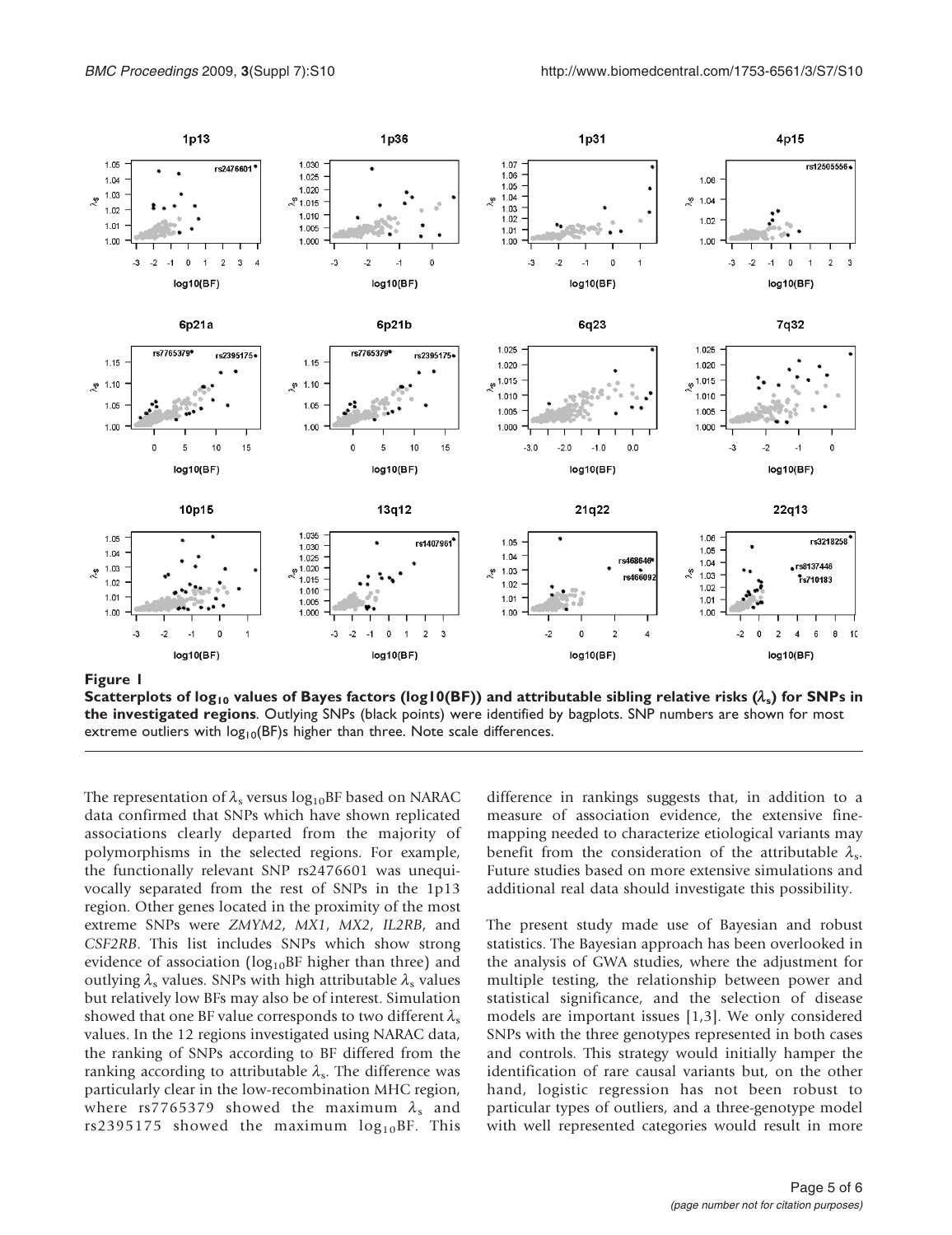**Figure 1**

**Scatterplots of $\log_{10}$ values of Bayes factors (log10(BF)) and attributable sibling relative risks ($\lambda_s$) for SNPs in the investigated regions**. Outlying SNPs (black points) were identified by bagplots. SNP numbers are shown for most extreme outliers with $\log_{10}$(BF)s higher than three. Note scale differences.

The representation of $\lambda_s$ versus $\log_{10}$BF based on NARAC data confirmed that SNPs which have shown replicated associations clearly departed from the majority of polymorphisms in the selected regions. For example, the functionally relevant SNP rs2476601 was unequivocally separated from the rest of SNPs in the 1p13 region. Other genes located in the proximity of the most extreme SNPs were *ZMYM2*, *MX1*, *MX2*, *IL2RB*, and *CSF2RB*. This list includes SNPs which show strong evidence of association ($\log_{10}$BF higher than three) and outlying $\lambda_s$ values. SNPs with high attributable $\lambda_s$ values but relatively low BFs may also be of interest. Simulation showed that one BF value corresponds to two different $\lambda_s$ values. In the 12 regions investigated using NARAC data, the ranking of SNPs according to BF differed from the ranking according to attributable $\lambda_s$. The difference was particularly clear in the low-recombination MHC region, where rs7765379 showed the maximum $\lambda_s$ and rs2395175 showed the maximum $\log_{10}$BF. This difference in rankings suggests that, in addition to a measure of association evidence, the extensive fine-mapping needed to characterize etiological variants may benefit from the consideration of the attributable $\lambda_s$. Future studies based on more extensive simulations and additional real data should investigate this possibility.

The present study made use of Bayesian and robust statistics. The Bayesian approach has been overlooked in the analysis of GWA studies, where the adjustment for multiple testing, the relationship between power and statistical significance, and the selection of disease models are important issues [1,3]. We only considered SNPs with the three genotypes represented in both cases and controls. This strategy would initially hamper the identification of rare causal variants but, on the other hand, logistic regression has not been robust to particular types of outliers, and a three-genotype model with well represented categories would result in more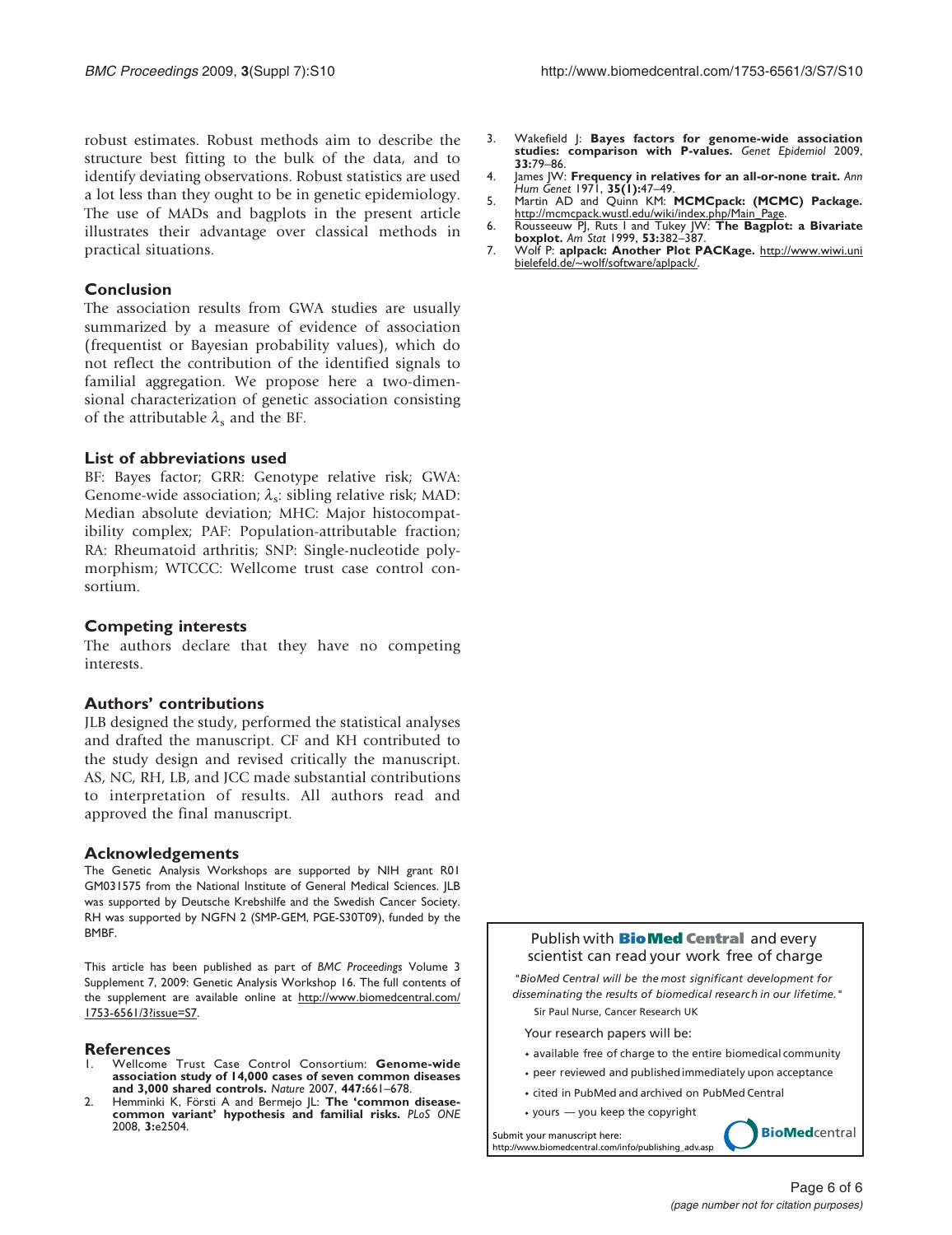robust estimates. Robust methods aim to describe the structure best fitting to the bulk of the data, and to identify deviating observations. Robust statistics are used a lot less than they ought to be in genetic epidemiology. The use of MADs and bagplots in the present article illustrates their advantage over classical methods in practical situations.

## Conclusion

The association results from GWA studies are usually summarized by a measure of evidence of association (frequentist or Bayesian probability values), which do not reflect the contribution of the identified signals to familial aggregation. We propose here a two-dimensional characterization of genetic association consisting of the attributable $\lambda_s$ and the BF.

## List of abbreviations used

BF: Bayes factor; GRR: Genotype relative risk; GWA: Genome-wide association; $\lambda_s$: sibling relative risk; MAD: Median absolute deviation; MHC: Major histocompatibility complex; PAF: Population-attributable fraction; RA: Rheumatoid arthritis; SNP: Single-nucleotide polymorphism; WTCCC: Wellcome trust case control consortium.

## Competing interests

The authors declare that they have no competing interests.

## Authors' contributions

JLB designed the study, performed the statistical analyses and drafted the manuscript. CF and KH contributed to the study design and revised critically the manuscript. AS, NC, RH, LB, and JCC made substantial contributions to interpretation of results. All authors read and approved the final manuscript.

## Acknowledgements

The Genetic Analysis Workshops are supported by NIH grant R01 GM031575 from the National Institute of General Medical Sciences. JLB was supported by Deutsche Krebshilfe and the Swedish Cancer Society. RH was supported by NGFN 2 (SMP-GEM, PGE-S30T09), funded by the BMBF.

This article has been published as part of *BMC Proceedings* Volume 3 Supplement 7, 2009: Genetic Analysis Workshop 16. The full contents of the supplement are available online at http://www.biomedcentral.com/1753-6561/3?issue=S7.

## References

1. Wellcome Trust Case Control Consortium: **Genome-wide association study of 14,000 cases of seven common diseases and 3,000 shared controls.** *Nature* 2007, **447:**661–678.
2. Hemminki K, Försti A and Bermejo JL: **The 'common disease-common variant' hypothesis and familial risks.** *PLoS ONE* 2008, **3:**e2504.
3. Wakefield J: **Bayes factors for genome-wide association studies: comparison with P-values.** *Genet Epidemiol* 2009, **33:**79–86.
4. James JW: **Frequency in relatives for an all-or-none trait.** *Ann Hum Genet* 1971, **35(1):**47–49.
5. Martin AD and Quinn KM: **MCMCpack: (MCMC) Package.** http://mcmcpack.wustl.edu/wiki/index.php/Main_Page.
6. Rousseeuw PJ, Ruts I and Tukey JW: **The Bagplot: a Bivariate boxplot.** *Am Stat* 1999, **53:**382–387.
7. Wolf P: **aplpack: Another Plot PACKage.** http://www.wiwi.uni bielefeld.de/~wolf/software/aplpack/.

Publish with **BioMed Central** and every scientist can read your work free of charge

*"BioMed Central will be the most significant development for disseminating the results of biomedical research in our lifetime."*
Sir Paul Nurse, Cancer Research UK

Your research papers will be:

- available free of charge to the entire biomedical community
- peer reviewed and published immediately upon acceptance
- cited in PubMed and archived on PubMed Central
- yours — you keep the copyright

Submit your manuscript here:
http://www.biomedcentral.com/info/publishing_adv.asp

BioMedcentral